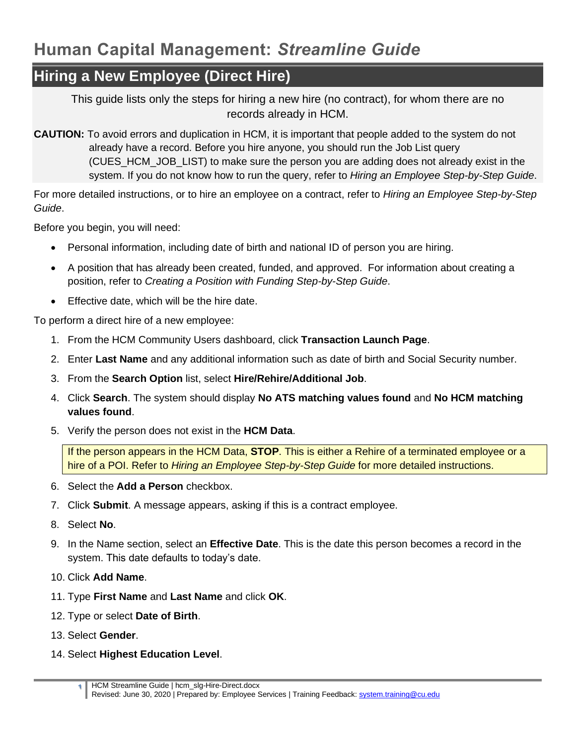# Human Capital Management: *Streamline Guide*

## Hiring a New Employee (Direct Hire)

This guide lists only the steps for hiring a new hire (no contract), for whom there are no records already in HCM.

**CAUTION:** To avoid errors and duplication in HCM, it is important that people added to the system do not already have a record. Before you hire anyone, you should run the Job List query (CUES_HCM_JOB_LIST) to make sure the person you are adding does not already exist in the system. If you do not know how to run the query, refer to *Hiring an Employee Step-by-Step Guide*.

For more detailed instructions, or to hire an employee on a contract, refer to *Hiring an Employee Step-by-Step Guide*.

Before you begin, you will need:

- Personal information, including date of birth and national ID of person you are hiring.
- A position that has already been created, funded, and approved. For information about creating a position, refer to *Creating a Position with Funding Step-by-Step Guide*.
- Effective date, which will be the hire date.

To perform a direct hire of a new employee:

1. From the HCM Community Users dashboard, click **Transaction Launch Page**.
2. Enter **Last Name** and any additional information such as date of birth and Social Security number.
3. From the **Search Option** list, select **Hire/Rehire/Additional Job**.
4. Click **Search**. The system should display **No ATS matching values found** and **No HCM matching values found**.
5. Verify the person does not exist in the **HCM Data**.

   If the person appears in the HCM Data, **STOP**. This is either a Rehire of a terminated employee or a hire of a POI. Refer to *Hiring an Employee Step-by-Step Guide* for more detailed instructions.

6. Select the **Add a Person** checkbox.
7. Click **Submit**. A message appears, asking if this is a contract employee.
8. Select **No**.
9. In the Name section, select an **Effective Date**. This is the date this person becomes a record in the system. This date defaults to today's date.
10. Click **Add Name**.
11. Type **First Name** and **Last Name** and click **OK**.
12. Type or select **Date of Birth**.
13. Select **Gender**.
14. Select **Highest Education Level**.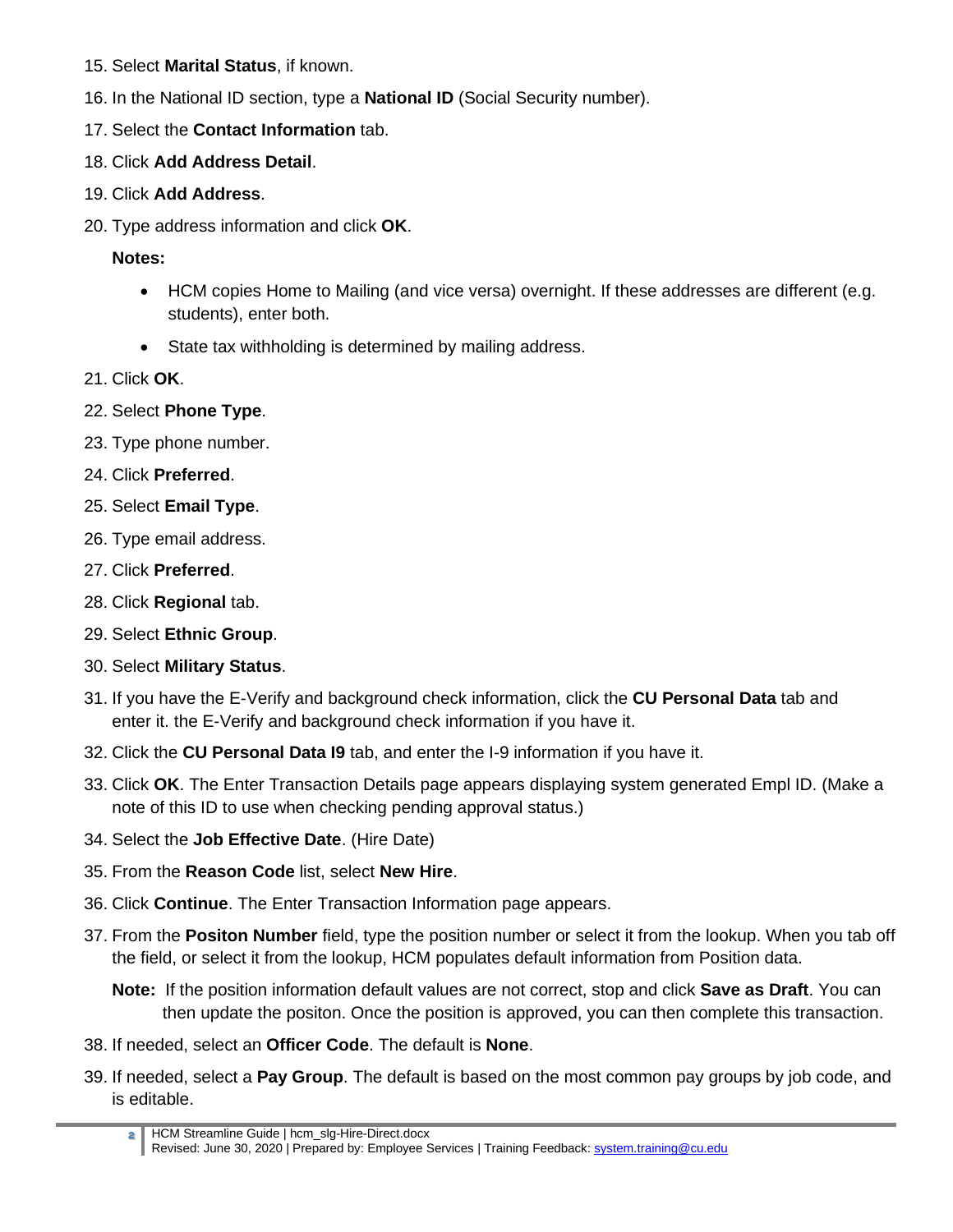15. Select **Marital Status**, if known.
16. In the National ID section, type a **National ID** (Social Security number).
17. Select the **Contact Information** tab.
18. Click **Add Address Detail**.
19. Click **Add Address**.
20. Type address information and click **OK**.

    **Notes:**

    - HCM copies Home to Mailing (and vice versa) overnight. If these addresses are different (e.g. students), enter both.
    - State tax withholding is determined by mailing address.

21. Click **OK**.
22. Select **Phone Type**.
23. Type phone number.
24. Click **Preferred**.
25. Select **Email Type**.
26. Type email address.
27. Click **Preferred**.
28. Click **Regional** tab.
29. Select **Ethnic Group**.
30. Select **Military Status**.
31. If you have the E-Verify and background check information, click the **CU Personal Data** tab and enter it. the E-Verify and background check information if you have it.
32. Click the **CU Personal Data I9** tab, and enter the I-9 information if you have it.
33. Click **OK**. The Enter Transaction Details page appears displaying system generated Empl ID. (Make a note of this ID to use when checking pending approval status.)
34. Select the **Job Effective Date**. (Hire Date)
35. From the **Reason Code** list, select **New Hire**.
36. Click **Continue**. The Enter Transaction Information page appears.
37. From the **Positon Number** field, type the position number or select it from the lookup. When you tab off the field, or select it from the lookup, HCM populates default information from Position data.

    **Note:** If the position information default values are not correct, stop and click **Save as Draft**. You can then update the positon. Once the position is approved, you can then complete this transaction.

38. If needed, select an **Officer Code**. The default is **None**.
39. If needed, select a **Pay Group**. The default is based on the most common pay groups by job code, and is editable.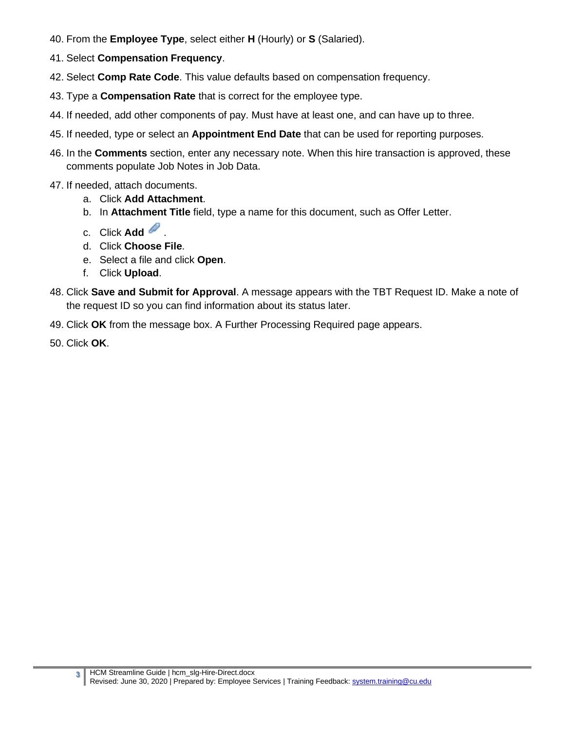40. From the **Employee Type**, select either **H** (Hourly) or **S** (Salaried).
41. Select **Compensation Frequency**.
42. Select **Comp Rate Code**. This value defaults based on compensation frequency.
43. Type a **Compensation Rate** that is correct for the employee type.
44. If needed, add other components of pay. Must have at least one, and can have up to three.
45. If needed, type or select an **Appointment End Date** that can be used for reporting purposes.
46. In the **Comments** section, enter any necessary note. When this hire transaction is approved, these comments populate Job Notes in Job Data.
47. If needed, attach documents.
    a. Click **Add Attachment**.
    b. In **Attachment Title** field, type a name for this document, such as Offer Letter.
    c. Click **Add** .
    d. Click **Choose File**.
    e. Select a file and click **Open**.
    f. Click **Upload**.
48. Click **Save and Submit for Approval**. A message appears with the TBT Request ID. Make a note of the request ID so you can find information about its status later.
49. Click **OK** from the message box. A Further Processing Required page appears.
50. Click **OK**.